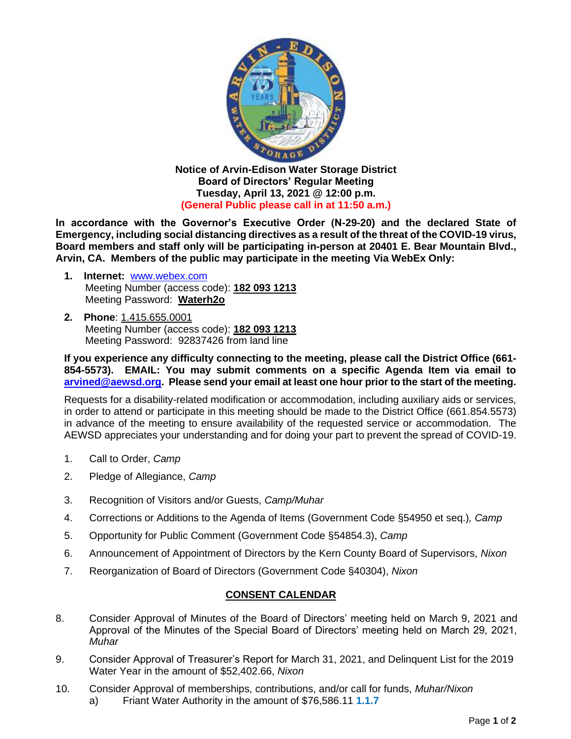**Notice of Arvin-Edison Water Storage District**
**Board of Directors' Regular Meeting**
**Tuesday, April 13, 2021 @ 12:00 p.m.**
**(General Public please call in at 11:50 a.m.)**

**In accordance with the Governor's Executive Order (N-29-20) and the declared State of Emergency, including social distancing directives as a result of the threat of the COVID-19 virus, Board members and staff only will be participating in-person at 20401 E. Bear Mountain Blvd., Arvin, CA. Members of the public may participate in the meeting Via WebEx Only:**

1. **Internet:** www.webex.com
   Meeting Number (access code): **182 093 1213**
   Meeting Password: **Waterh2o**

2. **Phone**: 1.415.655.0001
   Meeting Number (access code): **182 093 1213**
   Meeting Password: 92837426 from land line

**If you experience any difficulty connecting to the meeting, please call the District Office (661-854-5573). EMAIL: You may submit comments on a specific Agenda Item via email to arvined@aewsd.org. Please send your email at least one hour prior to the start of the meeting.**

Requests for a disability-related modification or accommodation, including auxiliary aids or services, in order to attend or participate in this meeting should be made to the District Office (661.854.5573) in advance of the meeting to ensure availability of the requested service or accommodation. The AEWSD appreciates your understanding and for doing your part to prevent the spread of COVID-19.

1. Call to Order, *Camp*
2. Pledge of Allegiance, *Camp*
3. Recognition of Visitors and/or Guests, *Camp/Muhar*
4. Corrections or Additions to the Agenda of Items (Government Code §54950 et seq.), *Camp*
5. Opportunity for Public Comment (Government Code §54854.3), *Camp*
6. Announcement of Appointment of Directors by the Kern County Board of Supervisors, *Nixon*
7. Reorganization of Board of Directors (Government Code §40304), *Nixon*

## CONSENT CALENDAR

8. Consider Approval of Minutes of the Board of Directors' meeting held on March 9, 2021 and Approval of the Minutes of the Special Board of Directors' meeting held on March 29, 2021, *Muhar*
9. Consider Approval of Treasurer's Report for March 31, 2021, and Delinquent List for the 2019 Water Year in the amount of $52,402.66, *Nixon*
10. Consider Approval of memberships, contributions, and/or call for funds, *Muhar/Nixon*
    a) Friant Water Authority in the amount of $76,586.11 **1.1.7**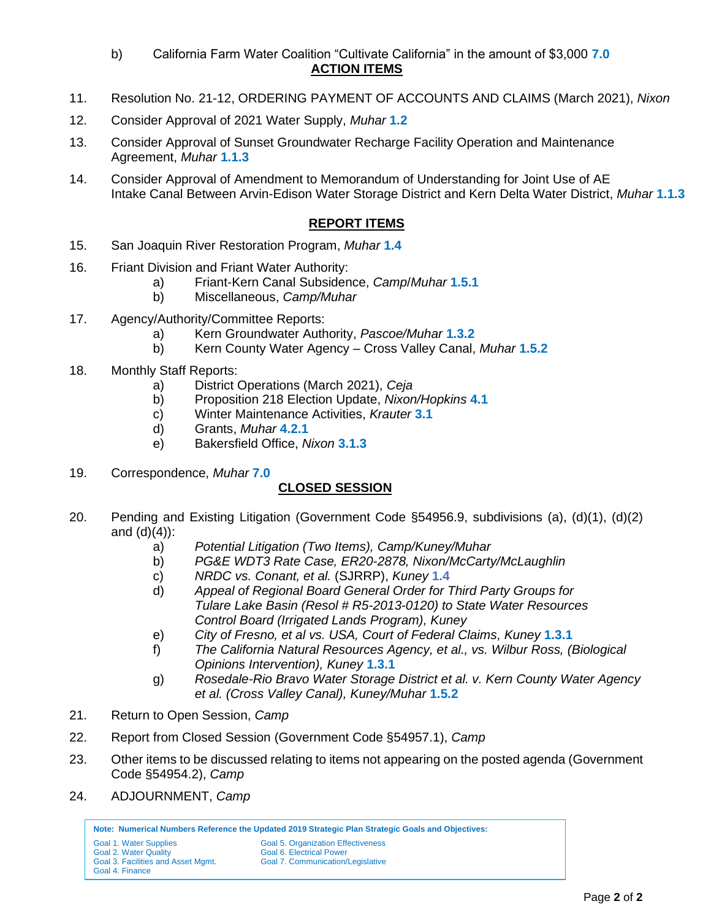b) California Farm Water Coalition "Cultivate California" in the amount of $3,000 **7.0**

## ACTION ITEMS

11. Resolution No. 21-12, ORDERING PAYMENT OF ACCOUNTS AND CLAIMS (March 2021), *Nixon*
12. Consider Approval of 2021 Water Supply, *Muhar* **1.2**
13. Consider Approval of Sunset Groundwater Recharge Facility Operation and Maintenance Agreement, *Muhar* **1.1.3**
14. Consider Approval of Amendment to Memorandum of Understanding for Joint Use of AE Intake Canal Between Arvin-Edison Water Storage District and Kern Delta Water District, *Muhar* **1.1.3**

## REPORT ITEMS

15. San Joaquin River Restoration Program, *Muhar* **1.4**
16. Friant Division and Friant Water Authority:
    - a) Friant-Kern Canal Subsidence, *Camp/Muhar* **1.5.1**
    - b) Miscellaneous, *Camp/Muhar*
17. Agency/Authority/Committee Reports:
    - a) Kern Groundwater Authority, *Pascoe/Muhar* **1.3.2**
    - b) Kern County Water Agency – Cross Valley Canal, *Muhar* **1.5.2**
18. Monthly Staff Reports:
    - a) District Operations (March 2021), *Ceja*
    - b) Proposition 218 Election Update, *Nixon/Hopkins* **4.1**
    - c) Winter Maintenance Activities, *Krauter* **3.1**
    - d) Grants, *Muhar* **4.2.1**
    - e) Bakersfield Office, *Nixon* **3.1.3**
19. Correspondence, *Muhar* **7.0**

## CLOSED SESSION

20. Pending and Existing Litigation (Government Code §54956.9, subdivisions (a), (d)(1), (d)(2) and (d)(4)):
    - a) *Potential Litigation (Two Items), Camp/Kuney/Muhar*
    - b) *PG&E WDT3 Rate Case, ER20-2878, Nixon/McCarty/McLaughlin*
    - c) *NRDC vs. Conant, et al.* (SJRRP), *Kuney* **1.4**
    - d) *Appeal of Regional Board General Order for Third Party Groups for Tulare Lake Basin (Resol # R5-2013-0120) to State Water Resources Control Board (Irrigated Lands Program), Kuney*
    - e) *City of Fresno, et al vs. USA, Court of Federal Claims, Kuney* **1.3.1**
    - f) *The California Natural Resources Agency, et al., vs. Wilbur Ross, (Biological Opinions Intervention), Kuney* **1.3.1**
    - g) *Rosedale-Rio Bravo Water Storage District et al. v. Kern County Water Agency et al. (Cross Valley Canal), Kuney/Muhar* **1.5.2**
21. Return to Open Session, *Camp*
22. Report from Closed Session (Government Code §54957.1), *Camp*
23. Other items to be discussed relating to items not appearing on the posted agenda (Government Code §54954.2), *Camp*
24. ADJOURNMENT, *Camp*

**Note: Numerical Numbers Reference the Updated 2019 Strategic Plan Strategic Goals and Objectives:**

Goal 1. Water Supplies
Goal 2. Water Quality
Goal 3. Facilities and Asset Mgmt.
Goal 4. Finance
Goal 5. Organization Effectiveness
Goal 6. Electrical Power
Goal 7. Communication/Legislative